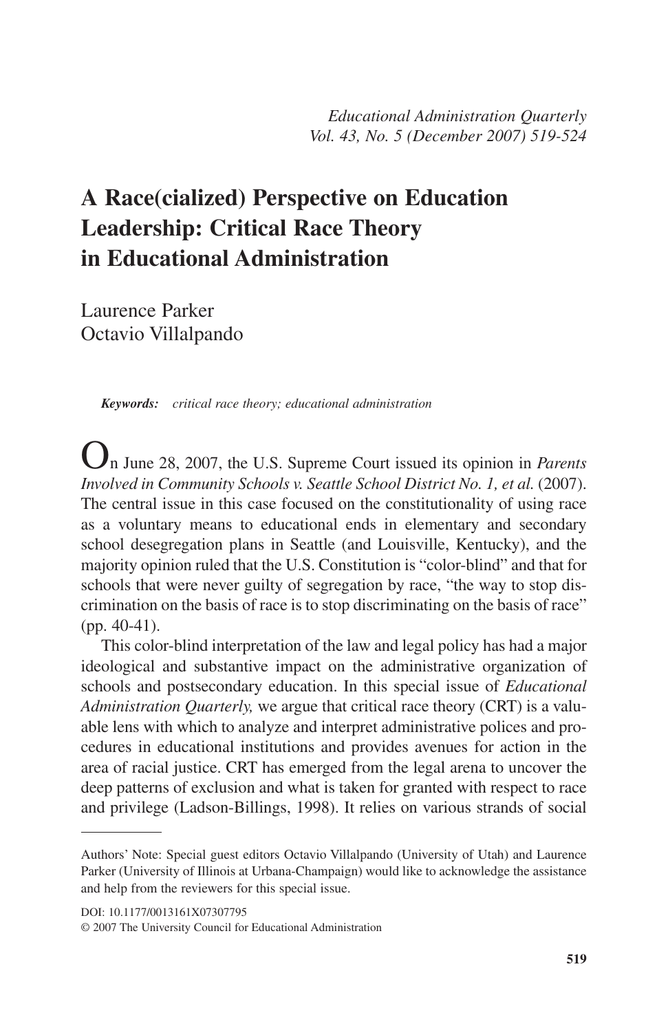# A Race(cialized) Perspective on Education Leadership: Critical Race Theory in Educational Administration

Laurence Parker
Octavio Villalpando

***Keywords:*** *critical race theory; educational administration*

On June 28, 2007, the U.S. Supreme Court issued its opinion in *Parents Involved in Community Schools v. Seattle School District No. 1, et al.* (2007). The central issue in this case focused on the constitutionality of using race as a voluntary means to educational ends in elementary and secondary school desegregation plans in Seattle (and Louisville, Kentucky), and the majority opinion ruled that the U.S. Constitution is "color-blind" and that for schools that were never guilty of segregation by race, "the way to stop discrimination on the basis of race is to stop discriminating on the basis of race" (pp. 40-41).

This color-blind interpretation of the law and legal policy has had a major ideological and substantive impact on the administrative organization of schools and postsecondary education. In this special issue of *Educational Administration Quarterly,* we argue that critical race theory (CRT) is a valuable lens with which to analyze and interpret administrative polices and procedures in educational institutions and provides avenues for action in the area of racial justice. CRT has emerged from the legal arena to uncover the deep patterns of exclusion and what is taken for granted with respect to race and privilege (Ladson-Billings, 1998). It relies on various strands of social

---

Authors' Note: Special guest editors Octavio Villalpando (University of Utah) and Laurence Parker (University of Illinois at Urbana-Champaign) would like to acknowledge the assistance and help from the reviewers for this special issue.

DOI: 10.1177/0013161X07307795
© 2007 The University Council for Educational Administration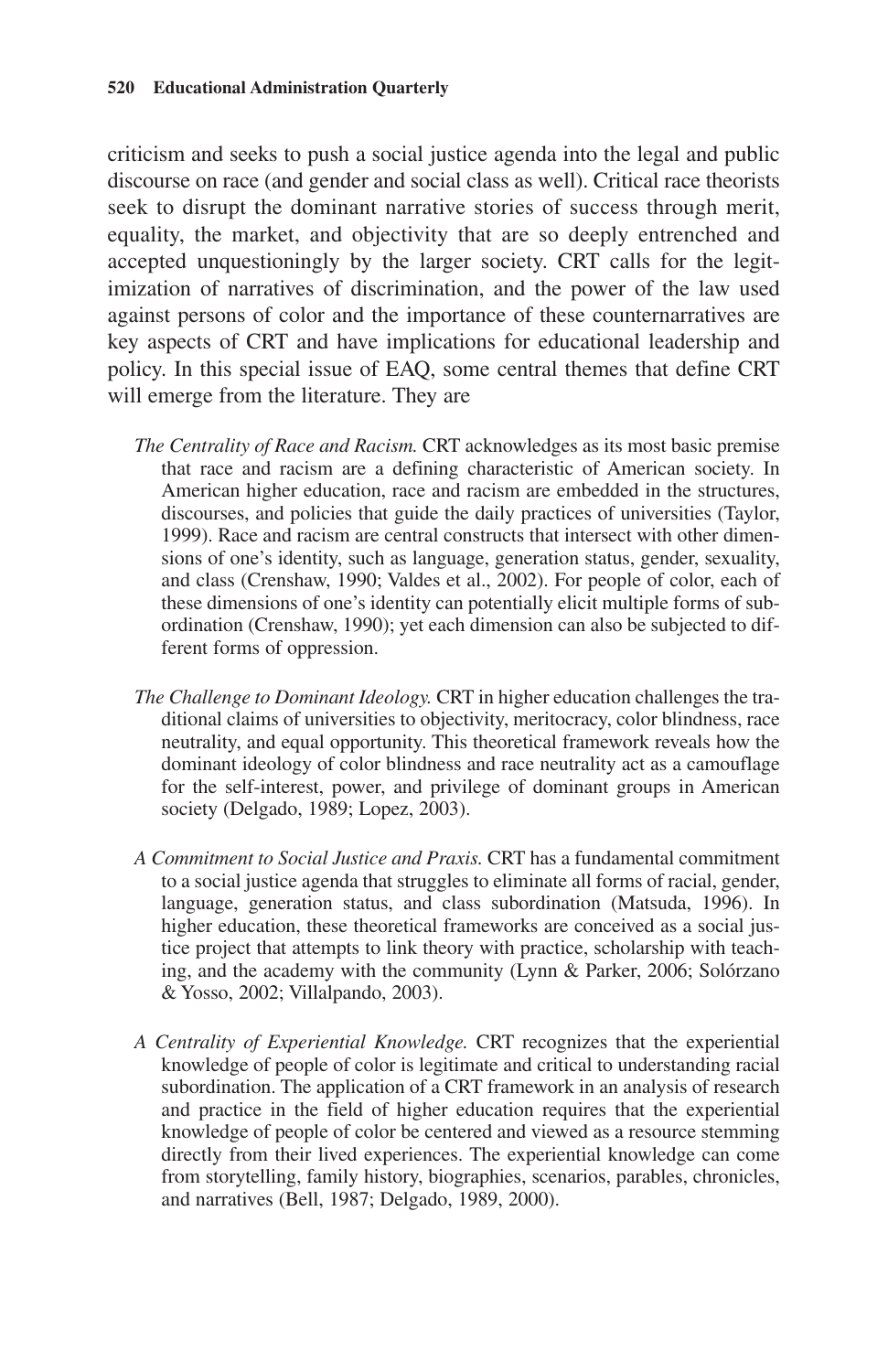criticism and seeks to push a social justice agenda into the legal and public discourse on race (and gender and social class as well). Critical race theorists seek to disrupt the dominant narrative stories of success through merit, equality, the market, and objectivity that are so deeply entrenched and accepted unquestioningly by the larger society. CRT calls for the legitimization of narratives of discrimination, and the power of the law used against persons of color and the importance of these counternarratives are key aspects of CRT and have implications for educational leadership and policy. In this special issue of EAQ, some central themes that define CRT will emerge from the literature. They are

*The Centrality of Race and Racism.* CRT acknowledges as its most basic premise that race and racism are a defining characteristic of American society. In American higher education, race and racism are embedded in the structures, discourses, and policies that guide the daily practices of universities (Taylor, 1999). Race and racism are central constructs that intersect with other dimensions of one's identity, such as language, generation status, gender, sexuality, and class (Crenshaw, 1990; Valdes et al., 2002). For people of color, each of these dimensions of one's identity can potentially elicit multiple forms of subordination (Crenshaw, 1990); yet each dimension can also be subjected to different forms of oppression.

*The Challenge to Dominant Ideology.* CRT in higher education challenges the traditional claims of universities to objectivity, meritocracy, color blindness, race neutrality, and equal opportunity. This theoretical framework reveals how the dominant ideology of color blindness and race neutrality act as a camouflage for the self-interest, power, and privilege of dominant groups in American society (Delgado, 1989; Lopez, 2003).

*A Commitment to Social Justice and Praxis.* CRT has a fundamental commitment to a social justice agenda that struggles to eliminate all forms of racial, gender, language, generation status, and class subordination (Matsuda, 1996). In higher education, these theoretical frameworks are conceived as a social justice project that attempts to link theory with practice, scholarship with teaching, and the academy with the community (Lynn & Parker, 2006; Solórzano & Yosso, 2002; Villalpando, 2003).

*A Centrality of Experiential Knowledge.* CRT recognizes that the experiential knowledge of people of color is legitimate and critical to understanding racial subordination. The application of a CRT framework in an analysis of research and practice in the field of higher education requires that the experiential knowledge of people of color be centered and viewed as a resource stemming directly from their lived experiences. The experiential knowledge can come from storytelling, family history, biographies, scenarios, parables, chronicles, and narratives (Bell, 1987; Delgado, 1989, 2000).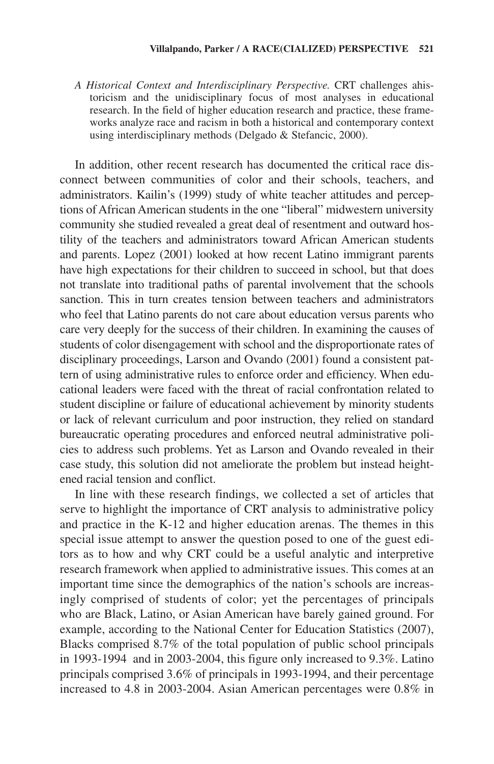*A Historical Context and Interdisciplinary Perspective.* CRT challenges ahistoricism and the unidisciplinary focus of most analyses in educational research. In the field of higher education research and practice, these frameworks analyze race and racism in both a historical and contemporary context using interdisciplinary methods (Delgado & Stefancic, 2000).

In addition, other recent research has documented the critical race disconnect between communities of color and their schools, teachers, and administrators. Kailin's (1999) study of white teacher attitudes and perceptions of African American students in the one "liberal" midwestern university community she studied revealed a great deal of resentment and outward hostility of the teachers and administrators toward African American students and parents. Lopez (2001) looked at how recent Latino immigrant parents have high expectations for their children to succeed in school, but that does not translate into traditional paths of parental involvement that the schools sanction. This in turn creates tension between teachers and administrators who feel that Latino parents do not care about education versus parents who care very deeply for the success of their children. In examining the causes of students of color disengagement with school and the disproportionate rates of disciplinary proceedings, Larson and Ovando (2001) found a consistent pattern of using administrative rules to enforce order and efficiency. When educational leaders were faced with the threat of racial confrontation related to student discipline or failure of educational achievement by minority students or lack of relevant curriculum and poor instruction, they relied on standard bureaucratic operating procedures and enforced neutral administrative policies to address such problems. Yet as Larson and Ovando revealed in their case study, this solution did not ameliorate the problem but instead heightened racial tension and conflict.

In line with these research findings, we collected a set of articles that serve to highlight the importance of CRT analysis to administrative policy and practice in the K-12 and higher education arenas. The themes in this special issue attempt to answer the question posed to one of the guest editors as to how and why CRT could be a useful analytic and interpretive research framework when applied to administrative issues. This comes at an important time since the demographics of the nation's schools are increasingly comprised of students of color; yet the percentages of principals who are Black, Latino, or Asian American have barely gained ground. For example, according to the National Center for Education Statistics (2007), Blacks comprised 8.7% of the total population of public school principals in 1993-1994 and in 2003-2004, this figure only increased to 9.3%. Latino principals comprised 3.6% of principals in 1993-1994, and their percentage increased to 4.8 in 2003-2004. Asian American percentages were 0.8% in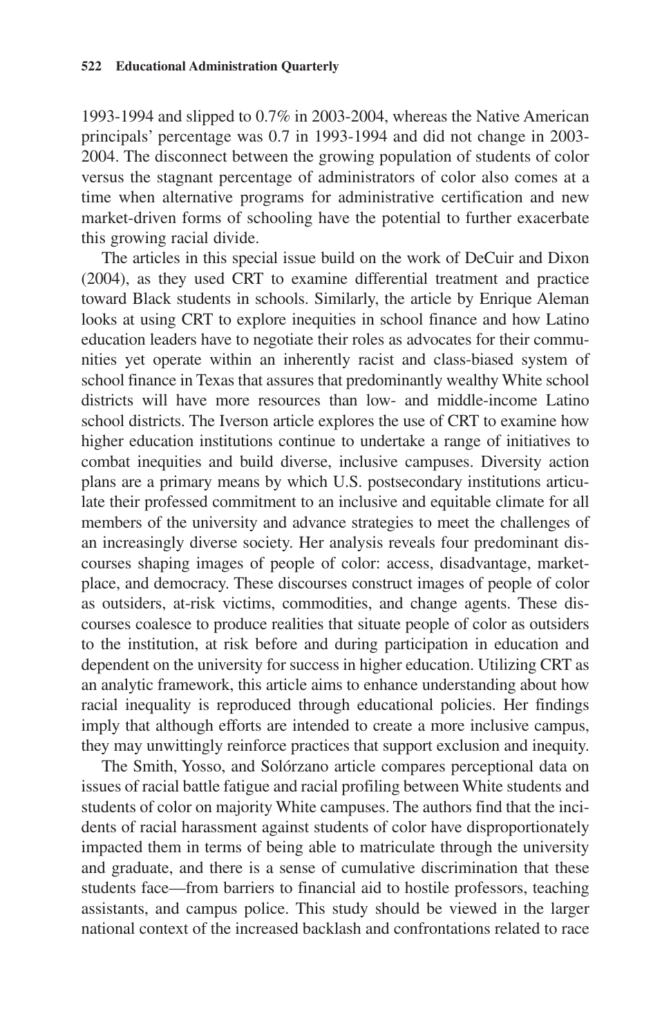1993-1994 and slipped to 0.7% in 2003-2004, whereas the Native American principals' percentage was 0.7 in 1993-1994 and did not change in 2003-2004. The disconnect between the growing population of students of color versus the stagnant percentage of administrators of color also comes at a time when alternative programs for administrative certification and new market-driven forms of schooling have the potential to further exacerbate this growing racial divide.

The articles in this special issue build on the work of DeCuir and Dixon (2004), as they used CRT to examine differential treatment and practice toward Black students in schools. Similarly, the article by Enrique Aleman looks at using CRT to explore inequities in school finance and how Latino education leaders have to negotiate their roles as advocates for their communities yet operate within an inherently racist and class-biased system of school finance in Texas that assures that predominantly wealthy White school districts will have more resources than low- and middle-income Latino school districts. The Iverson article explores the use of CRT to examine how higher education institutions continue to undertake a range of initiatives to combat inequities and build diverse, inclusive campuses. Diversity action plans are a primary means by which U.S. postsecondary institutions articulate their professed commitment to an inclusive and equitable climate for all members of the university and advance strategies to meet the challenges of an increasingly diverse society. Her analysis reveals four predominant discourses shaping images of people of color: access, disadvantage, marketplace, and democracy. These discourses construct images of people of color as outsiders, at-risk victims, commodities, and change agents. These discourses coalesce to produce realities that situate people of color as outsiders to the institution, at risk before and during participation in education and dependent on the university for success in higher education. Utilizing CRT as an analytic framework, this article aims to enhance understanding about how racial inequality is reproduced through educational policies. Her findings imply that although efforts are intended to create a more inclusive campus, they may unwittingly reinforce practices that support exclusion and inequity.

The Smith, Yosso, and Solórzano article compares perceptional data on issues of racial battle fatigue and racial profiling between White students and students of color on majority White campuses. The authors find that the incidents of racial harassment against students of color have disproportionately impacted them in terms of being able to matriculate through the university and graduate, and there is a sense of cumulative discrimination that these students face—from barriers to financial aid to hostile professors, teaching assistants, and campus police. This study should be viewed in the larger national context of the increased backlash and confrontations related to race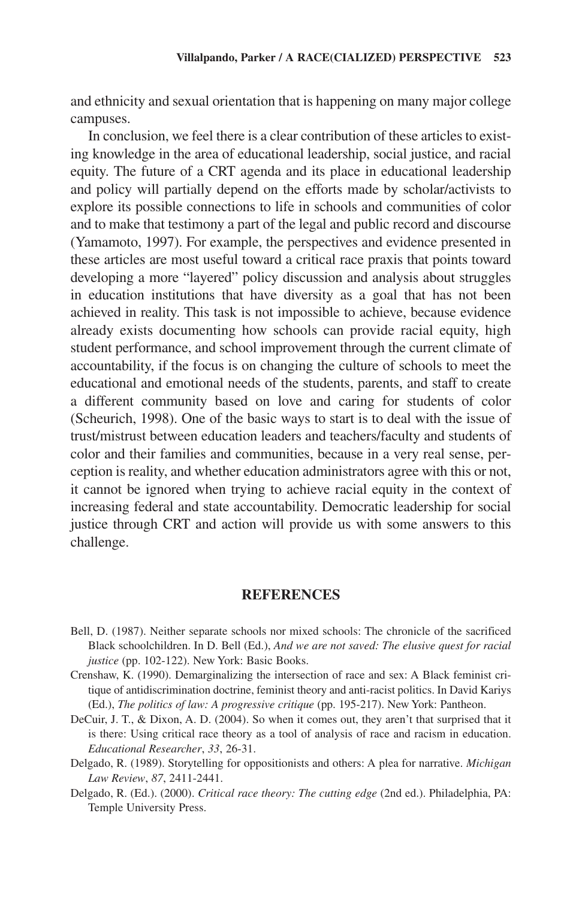and ethnicity and sexual orientation that is happening on many major college campuses.

In conclusion, we feel there is a clear contribution of these articles to existing knowledge in the area of educational leadership, social justice, and racial equity. The future of a CRT agenda and its place in educational leadership and policy will partially depend on the efforts made by scholar/activists to explore its possible connections to life in schools and communities of color and to make that testimony a part of the legal and public record and discourse (Yamamoto, 1997). For example, the perspectives and evidence presented in these articles are most useful toward a critical race praxis that points toward developing a more "layered" policy discussion and analysis about struggles in education institutions that have diversity as a goal that has not been achieved in reality. This task is not impossible to achieve, because evidence already exists documenting how schools can provide racial equity, high student performance, and school improvement through the current climate of accountability, if the focus is on changing the culture of schools to meet the educational and emotional needs of the students, parents, and staff to create a different community based on love and caring for students of color (Scheurich, 1998). One of the basic ways to start is to deal with the issue of trust/mistrust between education leaders and teachers/faculty and students of color and their families and communities, because in a very real sense, perception is reality, and whether education administrators agree with this or not, it cannot be ignored when trying to achieve racial equity in the context of increasing federal and state accountability. Democratic leadership for social justice through CRT and action will provide us with some answers to this challenge.

## REFERENCES

Bell, D. (1987). Neither separate schools nor mixed schools: The chronicle of the sacrificed Black schoolchildren. In D. Bell (Ed.), *And we are not saved: The elusive quest for racial justice* (pp. 102-122). New York: Basic Books.

Crenshaw, K. (1990). Demarginalizing the intersection of race and sex: A Black feminist critique of antidiscrimination doctrine, feminist theory and anti-racist politics. In David Kariys (Ed.), *The politics of law: A progressive critique* (pp. 195-217). New York: Pantheon.

DeCuir, J. T., & Dixon, A. D. (2004). So when it comes out, they aren't that surprised that it is there: Using critical race theory as a tool of analysis of race and racism in education. *Educational Researcher*, *33*, 26-31.

Delgado, R. (1989). Storytelling for oppositionists and others: A plea for narrative. *Michigan Law Review*, *87*, 2411-2441.

Delgado, R. (Ed.). (2000). *Critical race theory: The cutting edge* (2nd ed.). Philadelphia, PA: Temple University Press.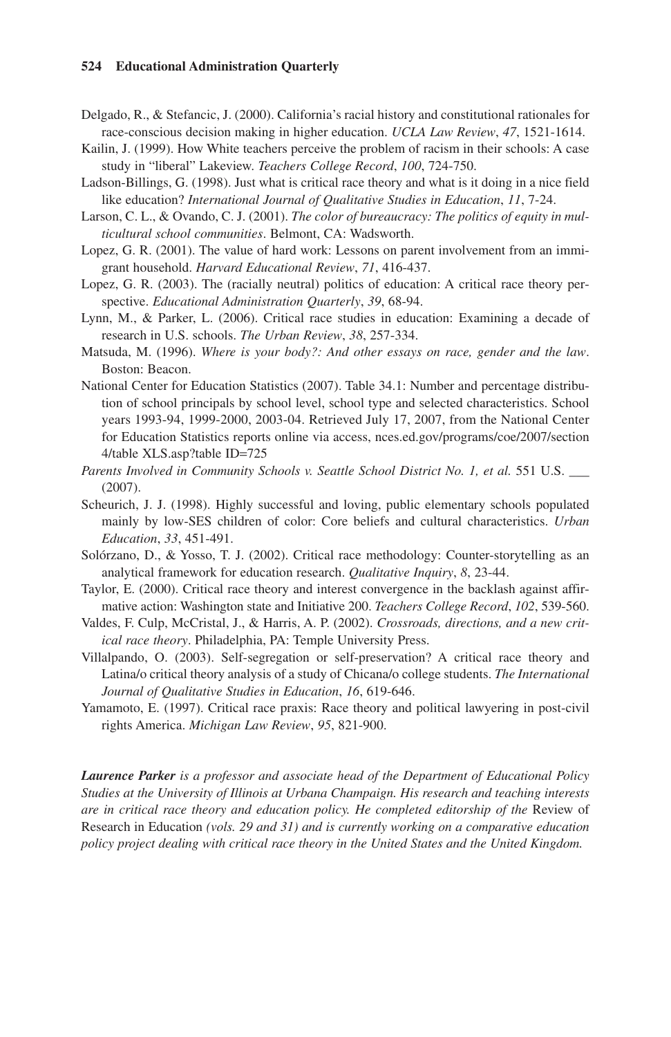Delgado, R., & Stefancic, J. (2000). California's racial history and constitutional rationales for race-conscious decision making in higher education. *UCLA Law Review*, *47*, 1521-1614.

Kailin, J. (1999). How White teachers perceive the problem of racism in their schools: A case study in "liberal" Lakeview. *Teachers College Record*, *100*, 724-750.

Ladson-Billings, G. (1998). Just what is critical race theory and what is it doing in a nice field like education? *International Journal of Qualitative Studies in Education*, *11*, 7-24.

Larson, C. L., & Ovando, C. J. (2001). *The color of bureaucracy: The politics of equity in multicultural school communities*. Belmont, CA: Wadsworth.

Lopez, G. R. (2001). The value of hard work: Lessons on parent involvement from an immigrant household. *Harvard Educational Review*, *71*, 416-437.

Lopez, G. R. (2003). The (racially neutral) politics of education: A critical race theory perspective. *Educational Administration Quarterly*, *39*, 68-94.

Lynn, M., & Parker, L. (2006). Critical race studies in education: Examining a decade of research in U.S. schools. *The Urban Review*, *38*, 257-334.

Matsuda, M. (1996). *Where is your body?: And other essays on race, gender and the law*. Boston: Beacon.

National Center for Education Statistics (2007). Table 34.1: Number and percentage distribution of school principals by school level, school type and selected characteristics. School years 1993-94, 1999-2000, 2003-04. Retrieved July 17, 2007, from the National Center for Education Statistics reports online via access, nces.ed.gov/programs/coe/2007/section 4/table XLS.asp?table ID=725

*Parents Involved in Community Schools v. Seattle School District No. 1, et al.* 551 U.S. ___ (2007).

Scheurich, J. J. (1998). Highly successful and loving, public elementary schools populated mainly by low-SES children of color: Core beliefs and cultural characteristics. *Urban Education*, *33*, 451-491.

Solórzano, D., & Yosso, T. J. (2002). Critical race methodology: Counter-storytelling as an analytical framework for education research. *Qualitative Inquiry*, *8*, 23-44.

Taylor, E. (2000). Critical race theory and interest convergence in the backlash against affirmative action: Washington state and Initiative 200. *Teachers College Record*, *102*, 539-560.

Valdes, F. Culp, McCristal, J., & Harris, A. P. (2002). *Crossroads, directions, and a new critical race theory*. Philadelphia, PA: Temple University Press.

Villalpando, O. (2003). Self-segregation or self-preservation? A critical race theory and Latina/o critical theory analysis of a study of Chicana/o college students. *The International Journal of Qualitative Studies in Education*, *16*, 619-646.

Yamamoto, E. (1997). Critical race praxis: Race theory and political lawyering in post-civil rights America. *Michigan Law Review*, *95*, 821-900.

***Laurence Parker*** *is a professor and associate head of the Department of Educational Policy Studies at the University of Illinois at Urbana Champaign. His research and teaching interests are in critical race theory and education policy. He completed editorship of the* Review of Research in Education *(vols. 29 and 31) and is currently working on a comparative education policy project dealing with critical race theory in the United States and the United Kingdom.*